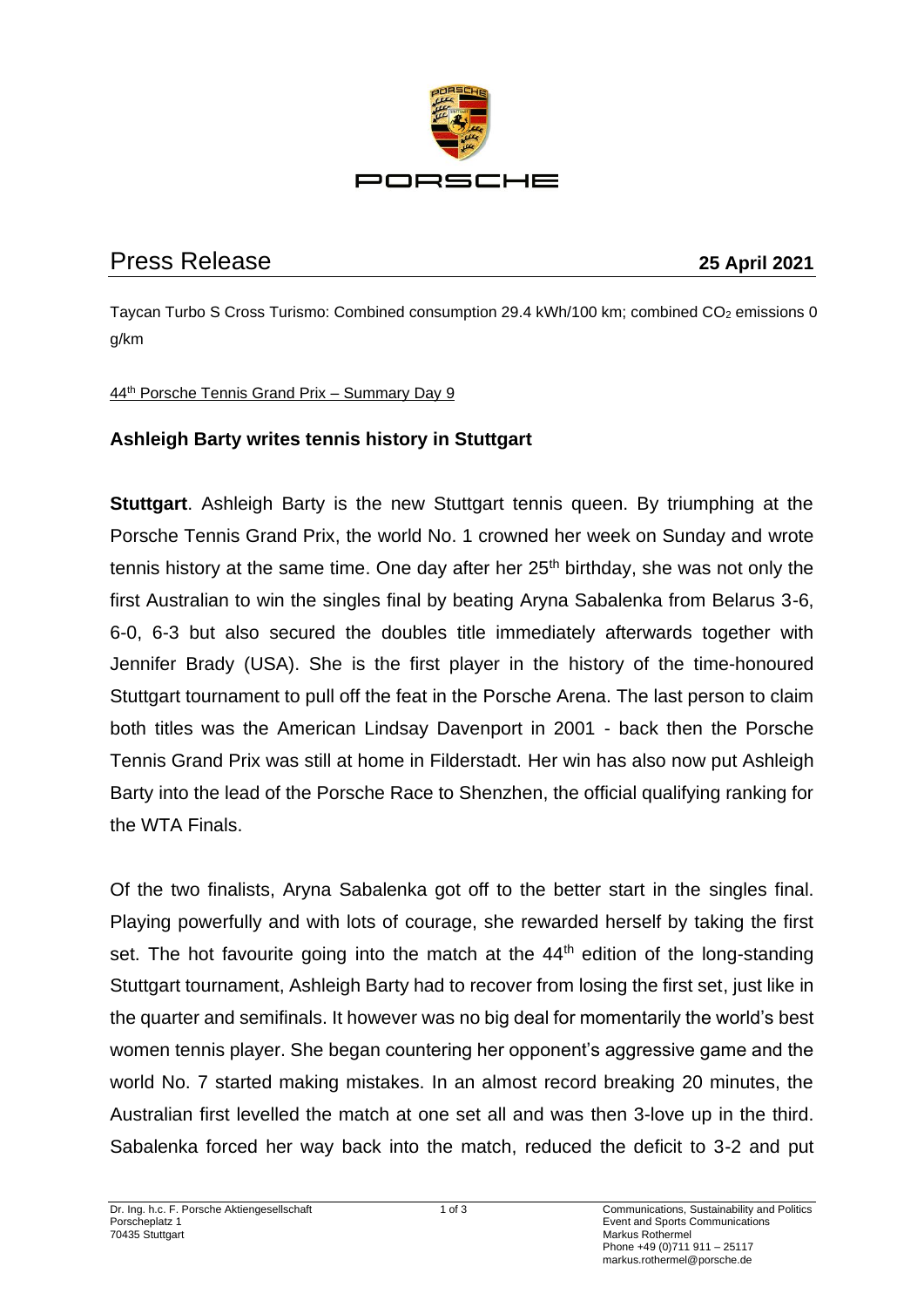# Press Release

**25 April 2021**

Taycan Turbo S Cross Turismo: Combined consumption 29.4 kWh/100 km; combined $CO_2$ emissions 0 g/km

44th Porsche Tennis Grand Prix – Summary Day 9

## Ashleigh Barty writes tennis history in Stuttgart

**Stuttgart**. Ashleigh Barty is the new Stuttgart tennis queen. By triumphing at the Porsche Tennis Grand Prix, the world No. 1 crowned her week on Sunday and wrote tennis history at the same time. One day after her 25th birthday, she was not only the first Australian to win the singles final by beating Aryna Sabalenka from Belarus 3-6, 6-0, 6-3 but also secured the doubles title immediately afterwards together with Jennifer Brady (USA). She is the first player in the history of the time-honoured Stuttgart tournament to pull off the feat in the Porsche Arena. The last person to claim both titles was the American Lindsay Davenport in 2001 - back then the Porsche Tennis Grand Prix was still at home in Filderstadt. Her win has also now put Ashleigh Barty into the lead of the Porsche Race to Shenzhen, the official qualifying ranking for the WTA Finals.

Of the two finalists, Aryna Sabalenka got off to the better start in the singles final. Playing powerfully and with lots of courage, she rewarded herself by taking the first set. The hot favourite going into the match at the 44th edition of the long-standing Stuttgart tournament, Ashleigh Barty had to recover from losing the first set, just like in the quarter and semifinals. It however was no big deal for momentarily the world's best women tennis player. She began countering her opponent's aggressive game and the world No. 7 started making mistakes. In an almost record breaking 20 minutes, the Australian first levelled the match at one set all and was then 3-love up in the third. Sabalenka forced her way back into the match, reduced the deficit to 3-2 and put

Dr. Ing. h.c. F. Porsche Aktiengesellschaft
Porscheplatz 1
70435 Stuttgart

Communications, Sustainability and Politics
Event and Sports Communications
Markus Rothermel
Phone +49 (0)711 911 – 25117
markus.rothermel@porsche.de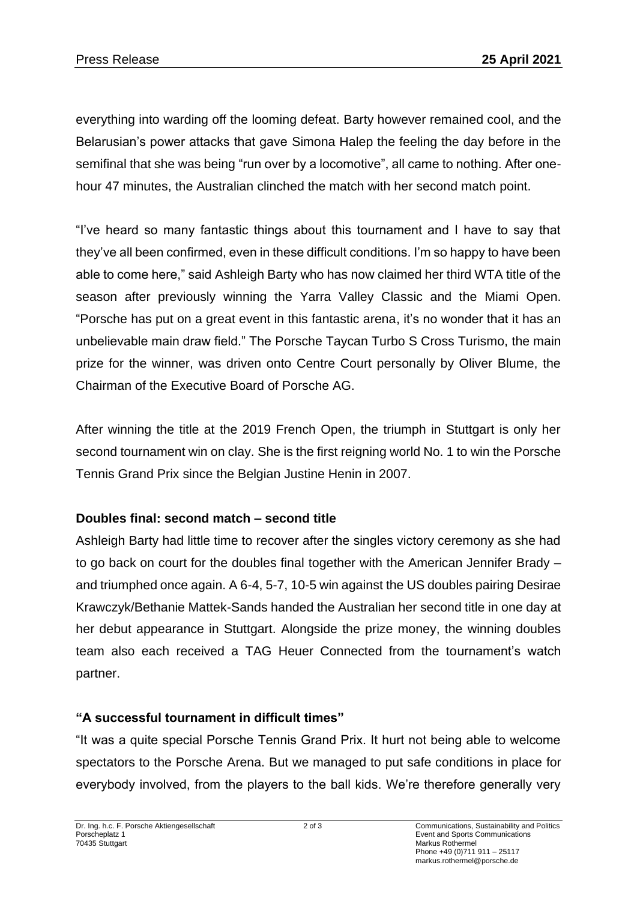everything into warding off the looming defeat. Barty however remained cool, and the Belarusian's power attacks that gave Simona Halep the feeling the day before in the semifinal that she was being "run over by a locomotive", all came to nothing. After one-hour 47 minutes, the Australian clinched the match with her second match point.

"I've heard so many fantastic things about this tournament and I have to say that they've all been confirmed, even in these difficult conditions. I'm so happy to have been able to come here," said Ashleigh Barty who has now claimed her third WTA title of the season after previously winning the Yarra Valley Classic and the Miami Open. "Porsche has put on a great event in this fantastic arena, it's no wonder that it has an unbelievable main draw field." The Porsche Taycan Turbo S Cross Turismo, the main prize for the winner, was driven onto Centre Court personally by Oliver Blume, the Chairman of the Executive Board of Porsche AG.

After winning the title at the 2019 French Open, the triumph in Stuttgart is only her second tournament win on clay. She is the first reigning world No. 1 to win the Porsche Tennis Grand Prix since the Belgian Justine Henin in 2007.

**Doubles final: second match – second title**

Ashleigh Barty had little time to recover after the singles victory ceremony as she had to go back on court for the doubles final together with the American Jennifer Brady – and triumphed once again. A 6-4, 5-7, 10-5 win against the US doubles pairing Desirae Krawczyk/Bethanie Mattek-Sands handed the Australian her second title in one day at her debut appearance in Stuttgart. Alongside the prize money, the winning doubles team also each received a TAG Heuer Connected from the tournament's watch partner.

**"A successful tournament in difficult times"**

"It was a quite special Porsche Tennis Grand Prix. It hurt not being able to welcome spectators to the Porsche Arena. But we managed to put safe conditions in place for everybody involved, from the players to the ball kids. We're therefore generally very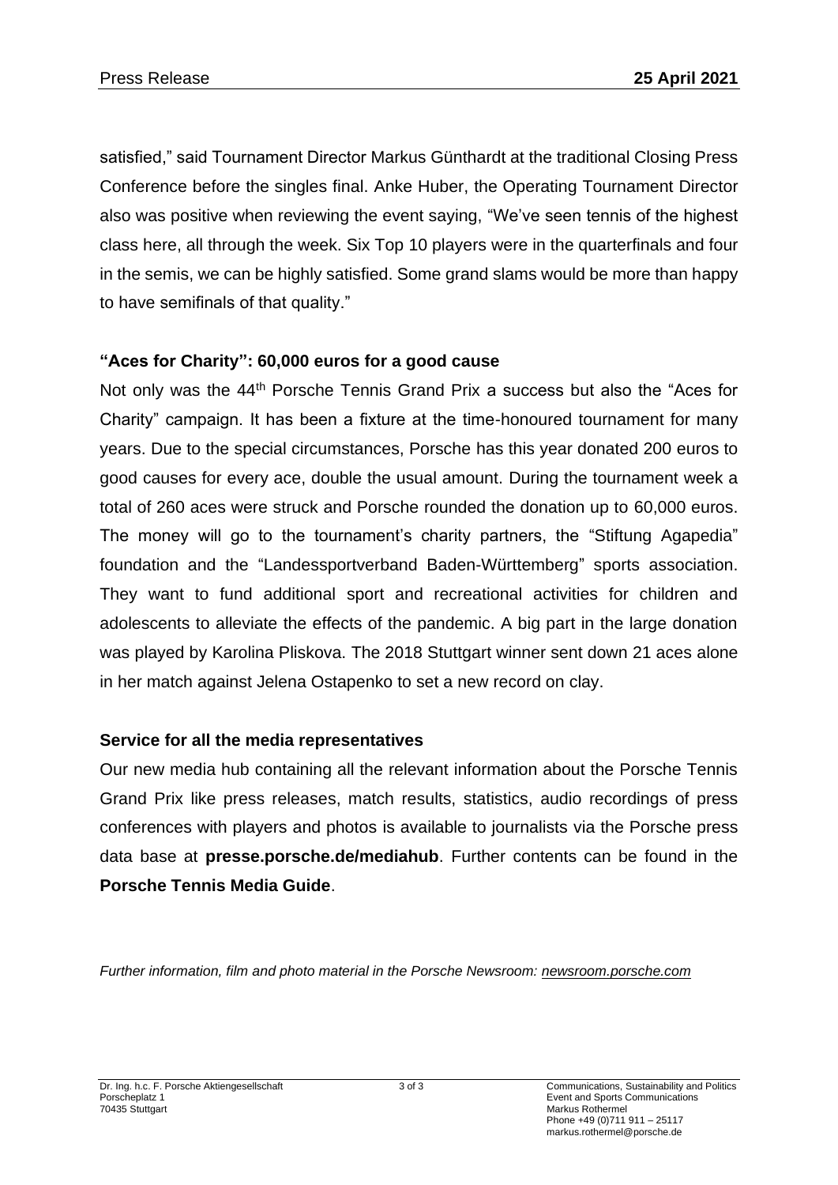satisfied," said Tournament Director Markus Günthardt at the traditional Closing Press Conference before the singles final. Anke Huber, the Operating Tournament Director also was positive when reviewing the event saying, "We've seen tennis of the highest class here, all through the week. Six Top 10 players were in the quarterfinals and four in the semis, we can be highly satisfied. Some grand slams would be more than happy to have semifinals of that quality."

## "Aces for Charity": 60,000 euros for a good cause

Not only was the 44th Porsche Tennis Grand Prix a success but also the "Aces for Charity" campaign. It has been a fixture at the time-honoured tournament for many years. Due to the special circumstances, Porsche has this year donated 200 euros to good causes for every ace, double the usual amount. During the tournament week a total of 260 aces were struck and Porsche rounded the donation up to 60,000 euros. The money will go to the tournament's charity partners, the "Stiftung Agapedia" foundation and the "Landessportverband Baden-Württemberg" sports association. They want to fund additional sport and recreational activities for children and adolescents to alleviate the effects of the pandemic. A big part in the large donation was played by Karolina Pliskova. The 2018 Stuttgart winner sent down 21 aces alone in her match against Jelena Ostapenko to set a new record on clay.

## Service for all the media representatives

Our new media hub containing all the relevant information about the Porsche Tennis Grand Prix like press releases, match results, statistics, audio recordings of press conferences with players and photos is available to journalists via the Porsche press data base at **presse.porsche.de/mediahub**. Further contents can be found in the **Porsche Tennis Media Guide**.

*Further information, film and photo material in the Porsche Newsroom: newsroom.porsche.com*

Dr. Ing. h.c. F. Porsche Aktiengesellschaft
Porscheplatz 1
70435 Stuttgart

Communications, Sustainability and Politics
Event and Sports Communications
Markus Rothermel
Phone +49 (0)711 911 – 25117
markus.rothermel@porsche.de